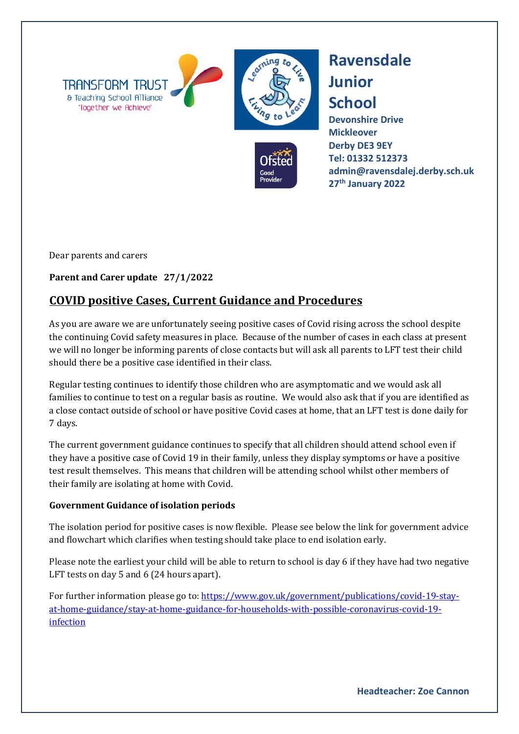TRANSFORM TRUST
& Teaching School Alliance
'Together we Achieve'

**Ravensdale Junior School**
**Devonshire Drive**
**Mickleover**
**Derby DE3 9EY**
**Tel: 01332 512373**
**admin@ravensdalej.derby.sch.uk**
**27th January 2022**

Dear parents and carers

**Parent and Carer update 27/1/2022**

## COVID positive Cases, Current Guidance and Procedures

As you are aware we are unfortunately seeing positive cases of Covid rising across the school despite the continuing Covid safety measures in place. Because of the number of cases in each class at present we will no longer be informing parents of close contacts but will ask all parents to LFT test their child should there be a positive case identified in their class.

Regular testing continues to identify those children who are asymptomatic and we would ask all families to continue to test on a regular basis as routine. We would also ask that if you are identified as a close contact outside of school or have positive Covid cases at home, that an LFT test is done daily for 7 days.

The current government guidance continues to specify that all children should attend school even if they have a positive case of Covid 19 in their family, unless they display symptoms or have a positive test result themselves. This means that children will be attending school whilst other members of their family are isolating at home with Covid.

### Government Guidance of isolation periods

The isolation period for positive cases is now flexible. Please see below the link for government advice and flowchart which clarifies when testing should take place to end isolation early.

Please note the earliest your child will be able to return to school is day 6 if they have had two negative LFT tests on day 5 and 6 (24 hours apart).

For further information please go to: https://www.gov.uk/government/publications/covid-19-stay-at-home-guidance/stay-at-home-guidance-for-households-with-possible-coronavirus-covid-19-infection

**Headteacher: Zoe Cannon**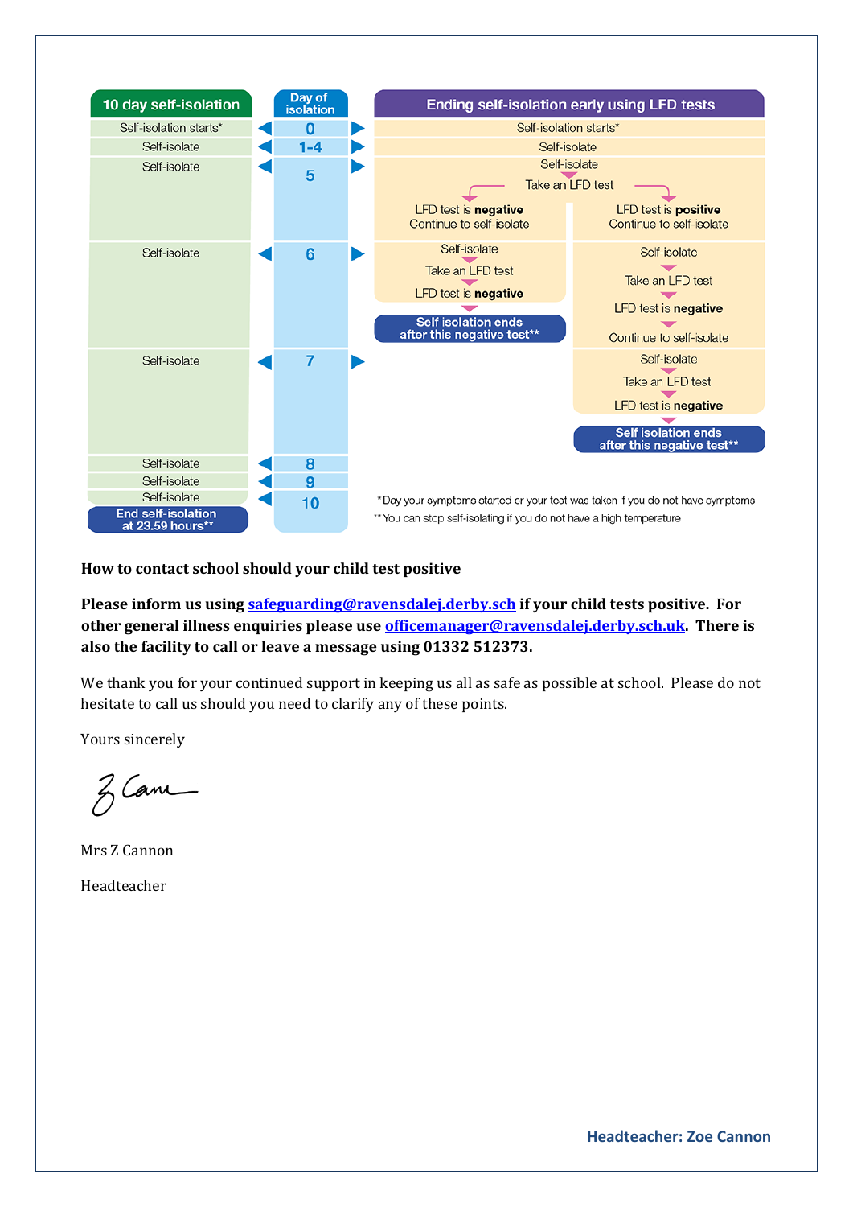10 day self-isolation

Day of isolation

Ending self-isolation early using LFD tests

Self-isolation starts* — 0 — Self-isolation starts*

Self-isolate — 1-4 — Self-isolate

Self-isolate — 5 — Self-isolate

Take an LFD test

LFD test is **negative**
Continue to self-isolate

LFD test is **positive**
Continue to self-isolate

Self-isolate — 6

Self-isolate
Take an LFD test
LFD test is **negative**
Self isolation ends after this negative test**

Self-isolate
Take an LFD test
LFD test is **negative**
Continue to self-isolate

Self-isolate — 7

Self-isolate
Take an LFD test
LFD test is **negative**
Self isolation ends after this negative test**

Self-isolate — 8

Self-isolate — 9

Self-isolate — 10

End self-isolation at 23.59 hours**

* Day your symptoms started or your test was taken if you do not have symptoms

** You can stop self-isolating if you do not have a high temperature

**How to contact school should your child test positive**

**Please inform us using safeguarding@ravensdalej.derby.sch if your child tests positive. For other general illness enquiries please use officemanager@ravensdalej.derby.sch.uk. There is also the facility to call or leave a message using 01332 512373.**

We thank you for your continued support in keeping us all as safe as possible at school. Please do not hesitate to call us should you need to clarify any of these points.

Yours sincerely

Mrs Z Cannon

Headteacher